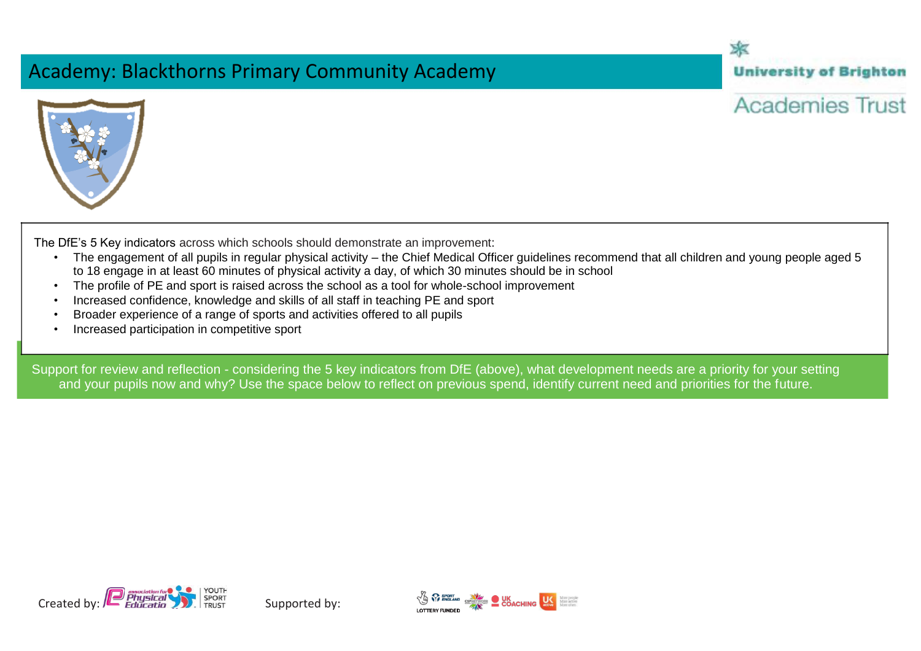# Academy: Blackthorns Primary Community Academy

University of Brighton
Academies Trust

The DfE's 5 Key indicators across which schools should demonstrate an improvement:

- The engagement of all pupils in regular physical activity – the Chief Medical Officer guidelines recommend that all children and young people aged 5 to 18 engage in at least 60 minutes of physical activity a day, of which 30 minutes should be in school
- The profile of PE and sport is raised across the school as a tool for whole-school improvement
- Increased confidence, knowledge and skills of all staff in teaching PE and sport
- Broader experience of a range of sports and activities offered to all pupils
- Increased participation in competitive sport

Support for review and reflection - considering the 5 key indicators from DfE (above), what development needs are a priority for your setting and your pupils now and why? Use the space below to reflect on previous spend, identify current need and priorities for the future.

Created by: association for Physical Education, Youth Sport Trust

Supported by: Lottery Funded, Sport England, CSPNetwork, UK Coaching, UK Active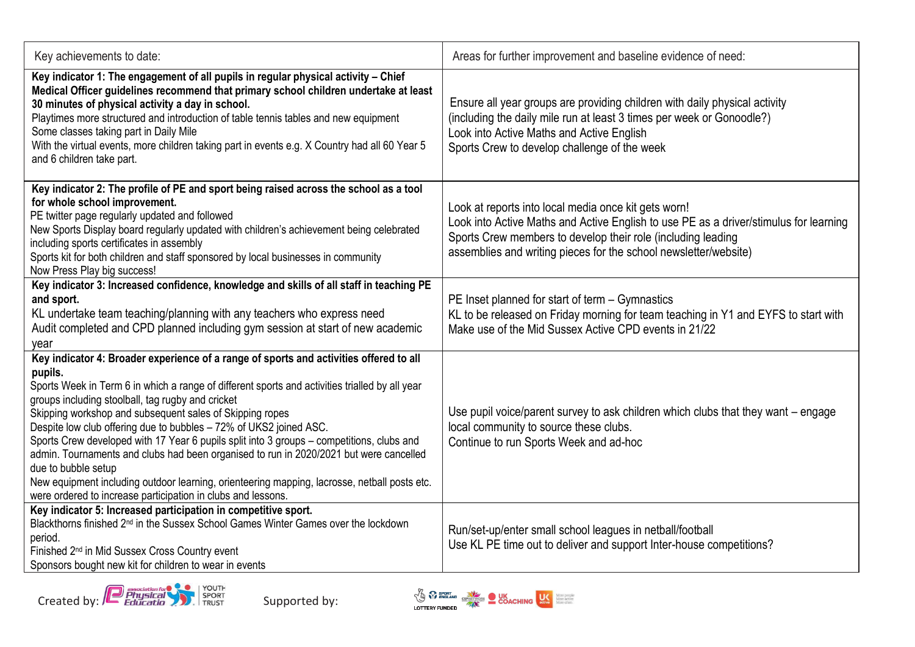| Key achievements to date: | Areas for further improvement and baseline evidence of need: |
|---|---|
| **Key indicator 1: The engagement of all pupils in regular physical activity – Chief Medical Officer guidelines recommend that primary school children undertake at least 30 minutes of physical activity a day in school.**<br>Playtimes more structured and introduction of table tennis tables and new equipment<br>Some classes taking part in Daily Mile<br>With the virtual events, more children taking part in events e.g. X Country had all 60 Year 5 and 6 children take part. | Ensure all year groups are providing children with daily physical activity (including the daily mile run at least 3 times per week or Gonoodle?)<br>Look into Active Maths and Active English<br>Sports Crew to develop challenge of the week |
| **Key indicator 2: The profile of PE and sport being raised across the school as a tool for whole school improvement.**<br>PE twitter page regularly updated and followed<br>New Sports Display board regularly updated with children's achievement being celebrated including sports certificates in assembly<br>Sports kit for both children and staff sponsored by local businesses in community<br>Now Press Play big success! | Look at reports into local media once kit gets worn!<br>Look into Active Maths and Active English to use PE as a driver/stimulus for learning<br>Sports Crew members to develop their role (including leading assemblies and writing pieces for the school newsletter/website) |
| **Key indicator 3: Increased confidence, knowledge and skills of all staff in teaching PE and sport.**<br>KL undertake team teaching/planning with any teachers who express need<br>Audit completed and CPD planned including gym session at start of new academic year | PE Inset planned for start of term – Gymnastics<br>KL to be released on Friday morning for team teaching in Y1 and EYFS to start with<br>Make use of the Mid Sussex Active CPD events in 21/22 |
| **Key indicator 4: Broader experience of a range of sports and activities offered to all pupils.**<br>Sports Week in Term 6 in which a range of different sports and activities trialled by all year groups including stoolball, tag rugby and cricket<br>Skipping workshop and subsequent sales of Skipping ropes<br>Despite low club offering due to bubbles – 72% of UKS2 joined ASC.<br>Sports Crew developed with 17 Year 6 pupils split into 3 groups – competitions, clubs and admin. Tournaments and clubs had been organised to run in 2020/2021 but were cancelled due to bubble setup<br>New equipment including outdoor learning, orienteering mapping, lacrosse, netball posts etc. were ordered to increase participation in clubs and lessons. | Use pupil voice/parent survey to ask children which clubs that they want – engage local community to source these clubs.<br>Continue to run Sports Week and ad-hoc |
| **Key indicator 5: Increased participation in competitive sport.**<br>Blackthorns finished 2nd in the Sussex School Games Winter Games over the lockdown period.<br>Finished 2nd in Mid Sussex Cross Country event<br>Sponsors bought new kit for children to wear in events | Run/set-up/enter small school leagues in netball/football<br>Use KL PE time out to deliver and support Inter-house competitions? |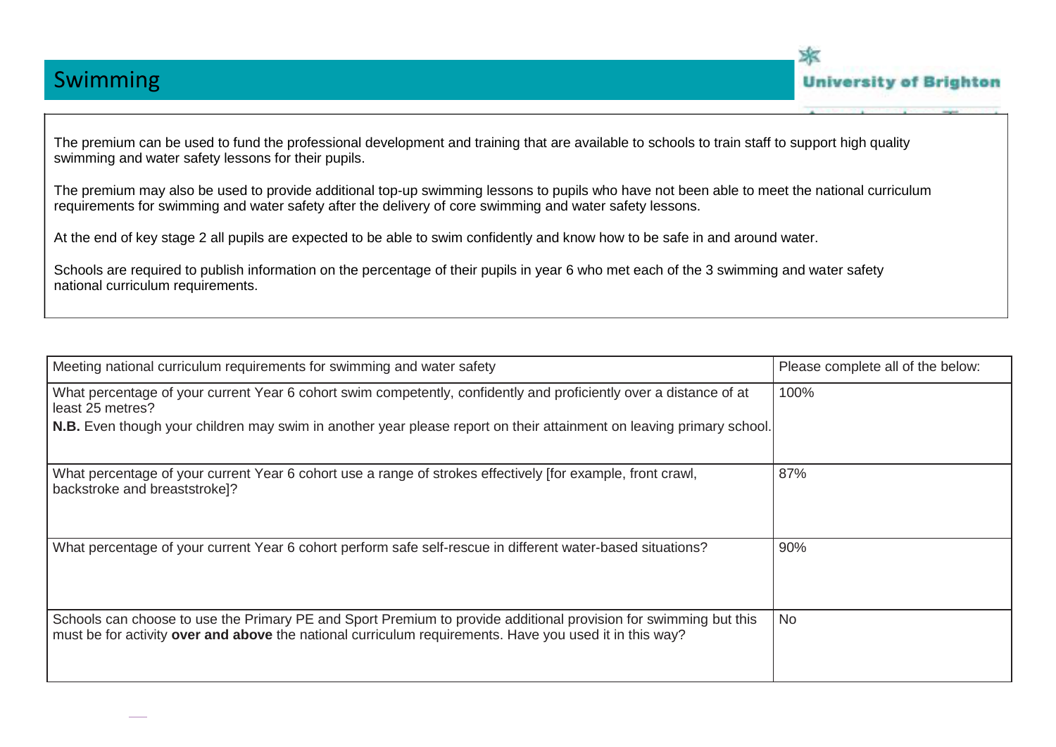# Swimming

The premium can be used to fund the professional development and training that are available to schools to train staff to support high quality swimming and water safety lessons for their pupils.

The premium may also be used to provide additional top-up swimming lessons to pupils who have not been able to meet the national curriculum requirements for swimming and water safety after the delivery of core swimming and water safety lessons.

At the end of key stage 2 all pupils are expected to be able to swim confidently and know how to be safe in and around water.

Schools are required to publish information on the percentage of their pupils in year 6 who met each of the 3 swimming and water safety national curriculum requirements.

| Meeting national curriculum requirements for swimming and water safety | Please complete all of the below: |
|---|---|
| What percentage of your current Year 6 cohort swim competently, confidently and proficiently over a distance of at least 25 metres?<br>**N.B.** Even though your children may swim in another year please report on their attainment on leaving primary school. | 100% |
| What percentage of your current Year 6 cohort use a range of strokes effectively [for example, front crawl, backstroke and breaststroke]? | 87% |
| What percentage of your current Year 6 cohort perform safe self-rescue in different water-based situations? | 90% |
| Schools can choose to use the Primary PE and Sport Premium to provide additional provision for swimming but this must be for activity **over and above** the national curriculum requirements. Have you used it in this way? | No |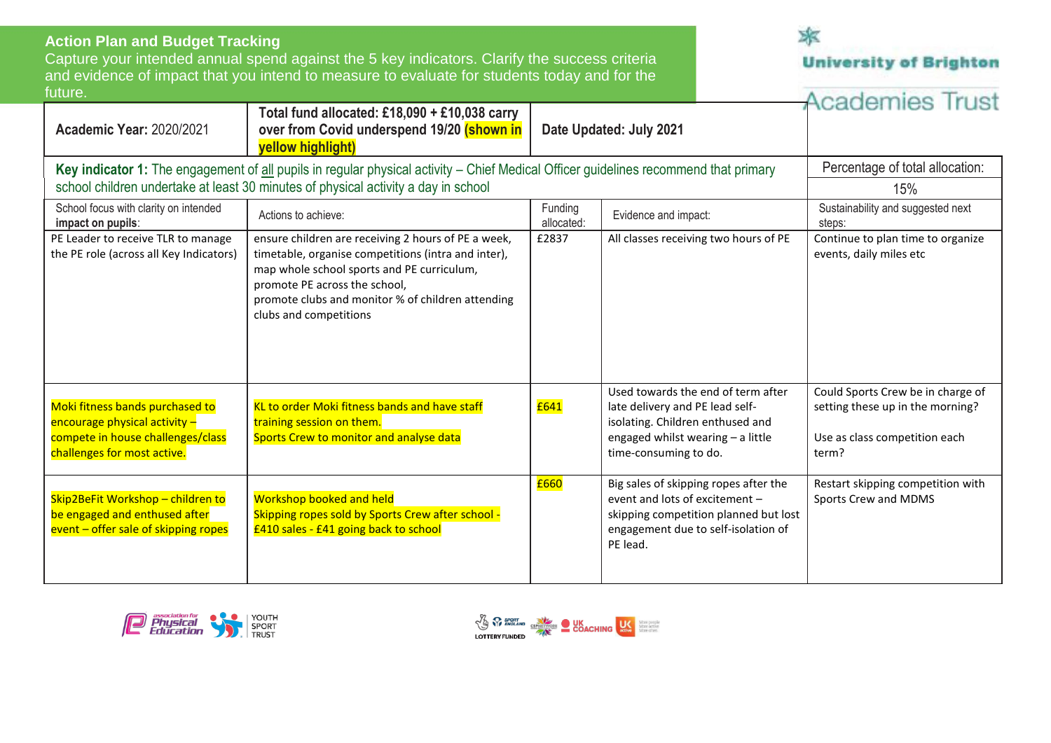## Action Plan and Budget Tracking

Capture your intended annual spend against the 5 key indicators. Clarify the success criteria and evidence of impact that you intend to measure to evaluate for students today and for the future.

University of Brighton Academies Trust

| **Academic Year:** 2020/2021 | **Total fund allocated: £18,090 + £10,038 carry over from Covid underspend 19/20 (shown in yellow highlight)** | **Date Updated: July 2021** | | |
|---|---|---|---|---|
| **Key indicator 1:** The engagement of all pupils in regular physical activity – Chief Medical Officer guidelines recommend that primary school children undertake at least 30 minutes of physical activity a day in school | | | | Percentage of total allocation: 15% |
| School focus with clarity on intended **impact on pupils**: | Actions to achieve: | Funding allocated: | Evidence and impact: | Sustainability and suggested next steps: |
| PE Leader to receive TLR to manage the PE role (across all Key Indicators) | ensure children are receiving 2 hours of PE a week, timetable, organise competitions (intra and inter), map whole school sports and PE curriculum, promote PE across the school, promote clubs and monitor % of children attending clubs and competitions | £2837 | All classes receiving two hours of PE | Continue to plan time to organize events, daily miles etc |
| Moki fitness bands purchased to encourage physical activity – compete in house challenges/class challenges for most active. | KL to order Moki fitness bands and have staff training session on them. Sports Crew to monitor and analyse data | £641 | Used towards the end of term after late delivery and PE lead self-isolating. Children enthused and engaged whilst wearing – a little time-consuming to do. | Could Sports Crew be in charge of setting these up in the morning? Use as class competition each term? |
| Skip2BeFit Workshop – children to be engaged and enthused after event – offer sale of skipping ropes | Workshop booked and held. Skipping ropes sold by Sports Crew after school - £410 sales - £41 going back to school | £660 | Big sales of skipping ropes after the event and lots of excitement – skipping competition planned but lost engagement due to self-isolation of PE lead. | Restart skipping competition with Sports Crew and MDMS |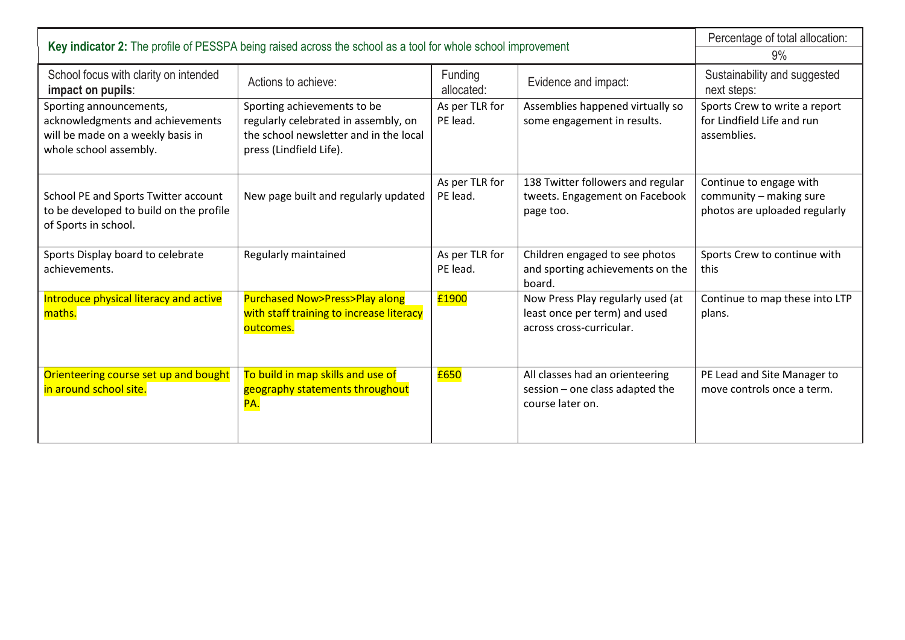| **Key indicator 2:** The profile of PESSPA being raised across the school as a tool for whole school improvement | | | | Percentage of total allocation: |
|---|---|---|---|---|
| | | | | 9% |
| School focus with clarity on intended **impact on pupils**: | Actions to achieve: | Funding allocated: | Evidence and impact: | Sustainability and suggested next steps: |
| Sporting announcements, acknowledgments and achievements will be made on a weekly basis in whole school assembly. | Sporting achievements to be regularly celebrated in assembly, on the school newsletter and in the local press (Lindfield Life). | As per TLR for PE lead. | Assemblies happened virtually so some engagement in results. | Sports Crew to write a report for Lindfield Life and run assemblies. |
| School PE and Sports Twitter account to be developed to build on the profile of Sports in school. | New page built and regularly updated | As per TLR for PE lead. | 138 Twitter followers and regular tweets. Engagement on Facebook page too. | Continue to engage with community – making sure photos are uploaded regularly |
| Sports Display board to celebrate achievements. | Regularly maintained | As per TLR for PE lead. | Children engaged to see photos and sporting achievements on the board. | Sports Crew to continue with this |
| Introduce physical literacy and active maths. | Purchased Now>Press>Play along with staff training to increase literacy outcomes. | £1900 | Now Press Play regularly used (at least once per term) and used across cross-curricular. | Continue to map these into LTP plans. |
| Orienteering course set up and bought in around school site. | To build in map skills and use of geography statements throughout PA. | £650 | All classes had an orienteering session – one class adapted the course later on. | PE Lead and Site Manager to move controls once a term. |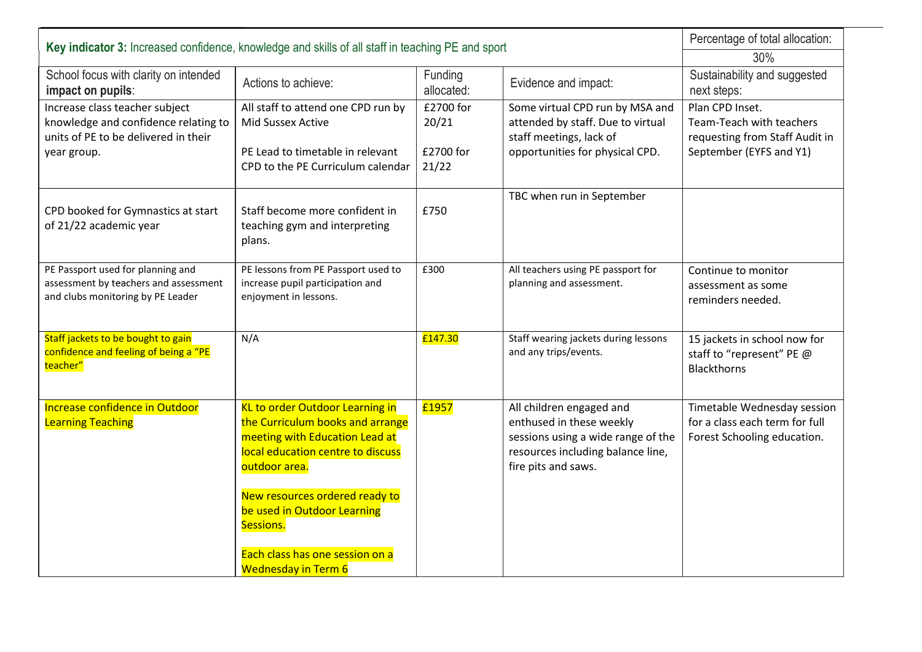| **Key indicator 3:** Increased confidence, knowledge and skills of all staff in teaching PE and sport | | | | Percentage of total allocation: 30% |
|---|---|---|---|---|
| School focus with clarity on intended **impact on pupils**: | Actions to achieve: | Funding allocated: | Evidence and impact: | Sustainability and suggested next steps: |
| Increase class teacher subject knowledge and confidence relating to units of PE to be delivered in their year group. | All staff to attend one CPD run by Mid Sussex Active<br><br>PE Lead to timetable in relevant CPD to the PE Curriculum calendar | £2700 for 20/21<br><br>£2700 for 21/22 | Some virtual CPD run by MSA and attended by staff. Due to virtual staff meetings, lack of opportunities for physical CPD. | Plan CPD Inset.<br>Team-Teach with teachers requesting from Staff Audit in September (EYFS and Y1) |
| CPD booked for Gymnastics at start of 21/22 academic year | Staff become more confident in teaching gym and interpreting plans. | £750 | TBC when run in September | |
| PE Passport used for planning and assessment by teachers and assessment and clubs monitoring by PE Leader | PE lessons from PE Passport used to increase pupil participation and enjoyment in lessons. | £300 | All teachers using PE passport for planning and assessment. | Continue to monitor assessment as some reminders needed. |
| Staff jackets to be bought to gain confidence and feeling of being a "PE teacher" | N/A | £147.30 | Staff wearing jackets during lessons and any trips/events. | 15 jackets in school now for staff to "represent" PE @ Blackthorns |
| Increase confidence in Outdoor Learning Teaching | KL to order Outdoor Learning in the Curriculum books and arrange meeting with Education Lead at local education centre to discuss outdoor area.<br><br>New resources ordered ready to be used in Outdoor Learning Sessions.<br><br>Each class has one session on a Wednesday in Term 6 | £1957 | All children engaged and enthused in these weekly sessions using a wide range of the resources including balance line, fire pits and saws. | Timetable Wednesday session for a class each term for full Forest Schooling education. |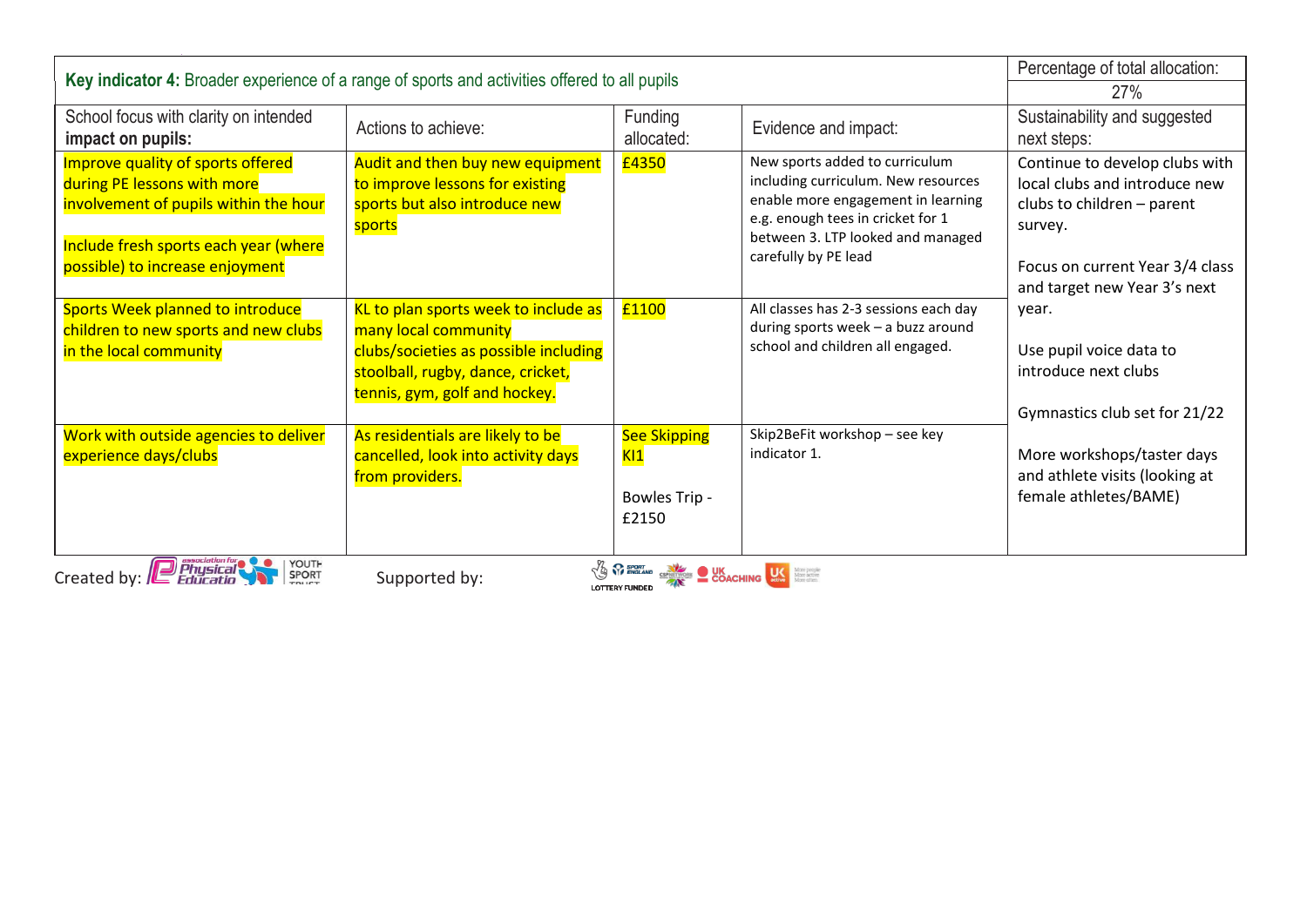| **Key indicator 4:** Broader experience of a range of sports and activities offered to all pupils | | | | Percentage of total allocation: 27% |
|---|---|---|---|---|
| School focus with clarity on intended **impact on pupils:** | Actions to achieve: | Funding allocated: | Evidence and impact: | Sustainability and suggested next steps: |
| Improve quality of sports offered during PE lessons with more involvement of pupils within the hour<br><br>Include fresh sports each year (where possible) to increase enjoyment | Audit and then buy new equipment to improve lessons for existing sports but also introduce new sports | £4350 | New sports added to curriculum including curriculum. New resources enable more engagement in learning e.g. enough tees in cricket for 1 between 3. LTP looked and managed carefully by PE lead | Continue to develop clubs with local clubs and introduce new clubs to children – parent survey.<br><br>Focus on current Year 3/4 class and target new Year 3's next year.<br><br>Use pupil voice data to introduce next clubs<br><br>Gymnastics club set for 21/22<br><br>More workshops/taster days and athlete visits (looking at female athletes/BAME) |
| Sports Week planned to introduce children to new sports and new clubs in the local community | KL to plan sports week to include as many local community clubs/societies as possible including stoolball, rugby, dance, cricket, tennis, gym, golf and hockey. | £1100 | All classes has 2-3 sessions each day during sports week – a buzz around school and children all engaged. | |
| Work with outside agencies to deliver experience days/clubs | As residentials are likely to be cancelled, look into activity days from providers. | See Skipping KI1<br><br>Bowles Trip - £2150 | Skip2BeFit workshop – see key indicator 1. | |

Created by: Association for Physical Education, Youth Sport Trust    Supported by: Sport England (Lottery Funded), CSPNetwork, UK Coaching, UK Active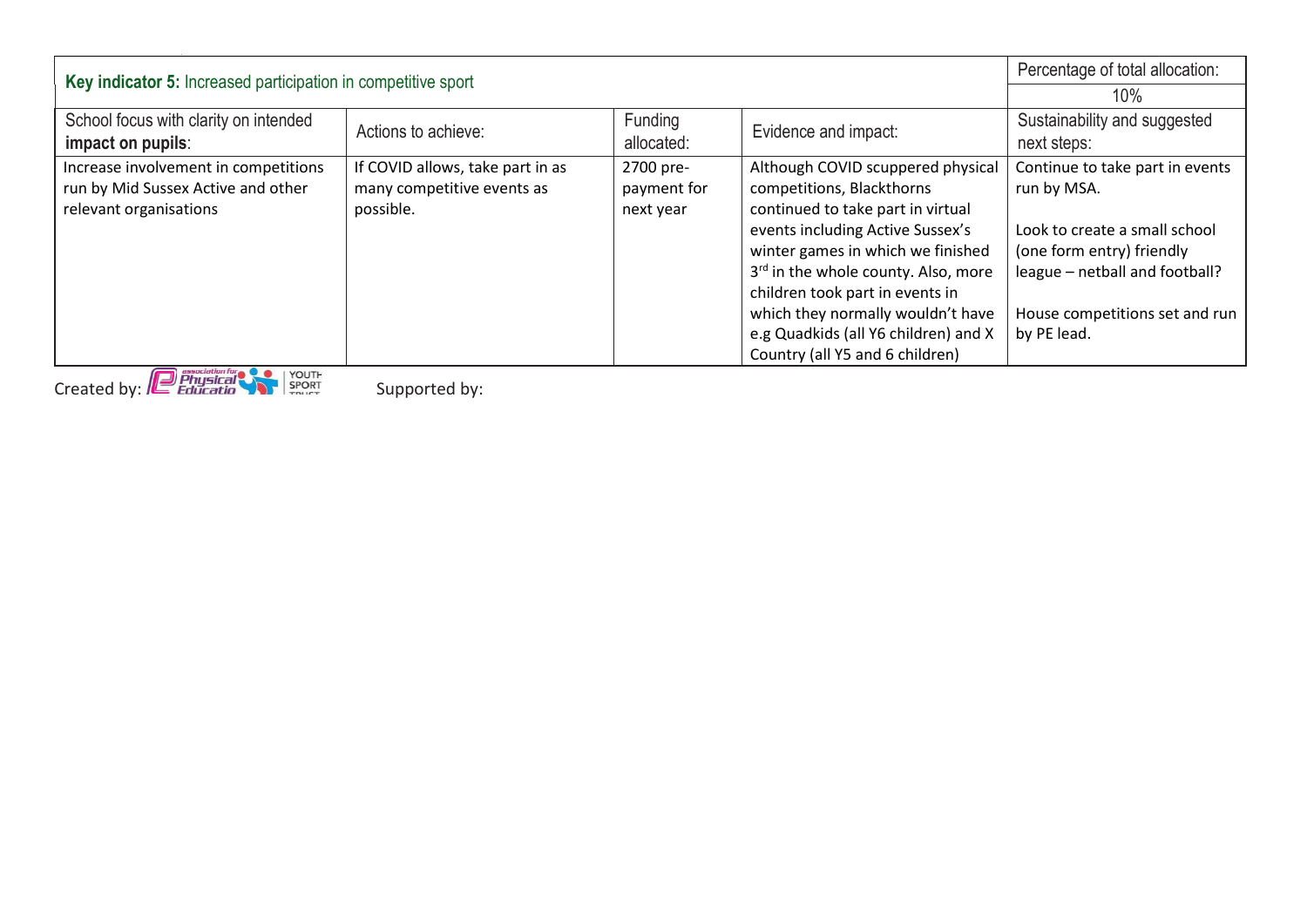| **Key indicator 5:** Increased participation in competitive sport | | | | Percentage of total allocation: |
|---|---|---|---|---|
| | | | | 10% |
| School focus with clarity on intended **impact on pupils**: | Actions to achieve: | Funding allocated: | Evidence and impact: | Sustainability and suggested next steps: |
| Increase involvement in competitions run by Mid Sussex Active and other relevant organisations | If COVID allows, take part in as many competitive events as possible. | 2700 pre-payment for next year | Although COVID scuppered physical competitions, Blackthorns continued to take part in virtual events including Active Sussex's winter games in which we finished 3rd in the whole county. Also, more children took part in events in which they normally wouldn't have e.g Quadkids (all Y6 children) and X Country (all Y5 and 6 children) | Continue to take part in events run by MSA.<br><br>Look to create a small school (one form entry) friendly league – netball and football?<br><br>House competitions set and run by PE lead. |

Created by: Association for Physical Education, Youth Sport Trust     Supported by: